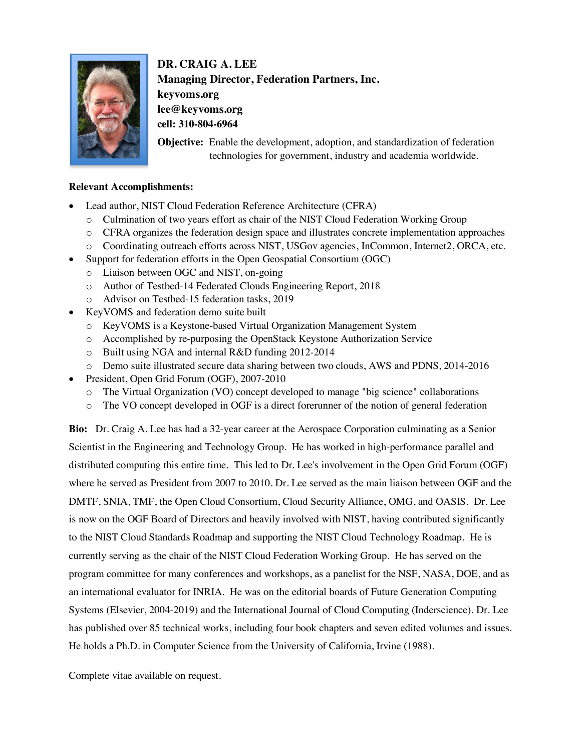**DR. CRAIG A. LEE**
**Managing Director, Federation Partners, Inc.**
**keyvoms.org**
**lee@keyvoms.org**
**cell: 310-804-6964**

**Objective:** Enable the development, adoption, and standardization of federation technologies for government, industry and academia worldwide.

**Relevant Accomplishments:**

- Lead author, NIST Cloud Federation Reference Architecture (CFRA)
  - Culmination of two years effort as chair of the NIST Cloud Federation Working Group
  - CFRA organizes the federation design space and illustrates concrete implementation approaches
  - Coordinating outreach efforts across NIST, USGov agencies, InCommon, Internet2, ORCA, etc.
- Support for federation efforts in the Open Geospatial Consortium (OGC)
  - Liaison between OGC and NIST, on-going
  - Author of Testbed-14 Federated Clouds Engineering Report, 2018
  - Advisor on Testbed-15 federation tasks, 2019
- KeyVOMS and federation demo suite built
  - KeyVOMS is a Keystone-based Virtual Organization Management System
  - Accomplished by re-purposing the OpenStack Keystone Authorization Service
  - Built using NGA and internal R&D funding 2012-2014
  - Demo suite illustrated secure data sharing between two clouds, AWS and PDNS, 2014-2016
- President, Open Grid Forum (OGF), 2007-2010
  - The Virtual Organization (VO) concept developed to manage "big science" collaborations
  - The VO concept developed in OGF is a direct forerunner of the notion of general federation

**Bio:** Dr. Craig A. Lee has had a 32-year career at the Aerospace Corporation culminating as a Senior Scientist in the Engineering and Technology Group. He has worked in high-performance parallel and distributed computing this entire time. This led to Dr. Lee's involvement in the Open Grid Forum (OGF) where he served as President from 2007 to 2010. Dr. Lee served as the main liaison between OGF and the DMTF, SNIA, TMF, the Open Cloud Consortium, Cloud Security Alliance, OMG, and OASIS. Dr. Lee is now on the OGF Board of Directors and heavily involved with NIST, having contributed significantly to the NIST Cloud Standards Roadmap and supporting the NIST Cloud Technology Roadmap. He is currently serving as the chair of the NIST Cloud Federation Working Group. He has served on the program committee for many conferences and workshops, as a panelist for the NSF, NASA, DOE, and as an international evaluator for INRIA. He was on the editorial boards of Future Generation Computing Systems (Elsevier, 2004-2019) and the International Journal of Cloud Computing (Inderscience). Dr. Lee has published over 85 technical works, including four book chapters and seven edited volumes and issues. He holds a Ph.D. in Computer Science from the University of California, Irvine (1988).

Complete vitae available on request.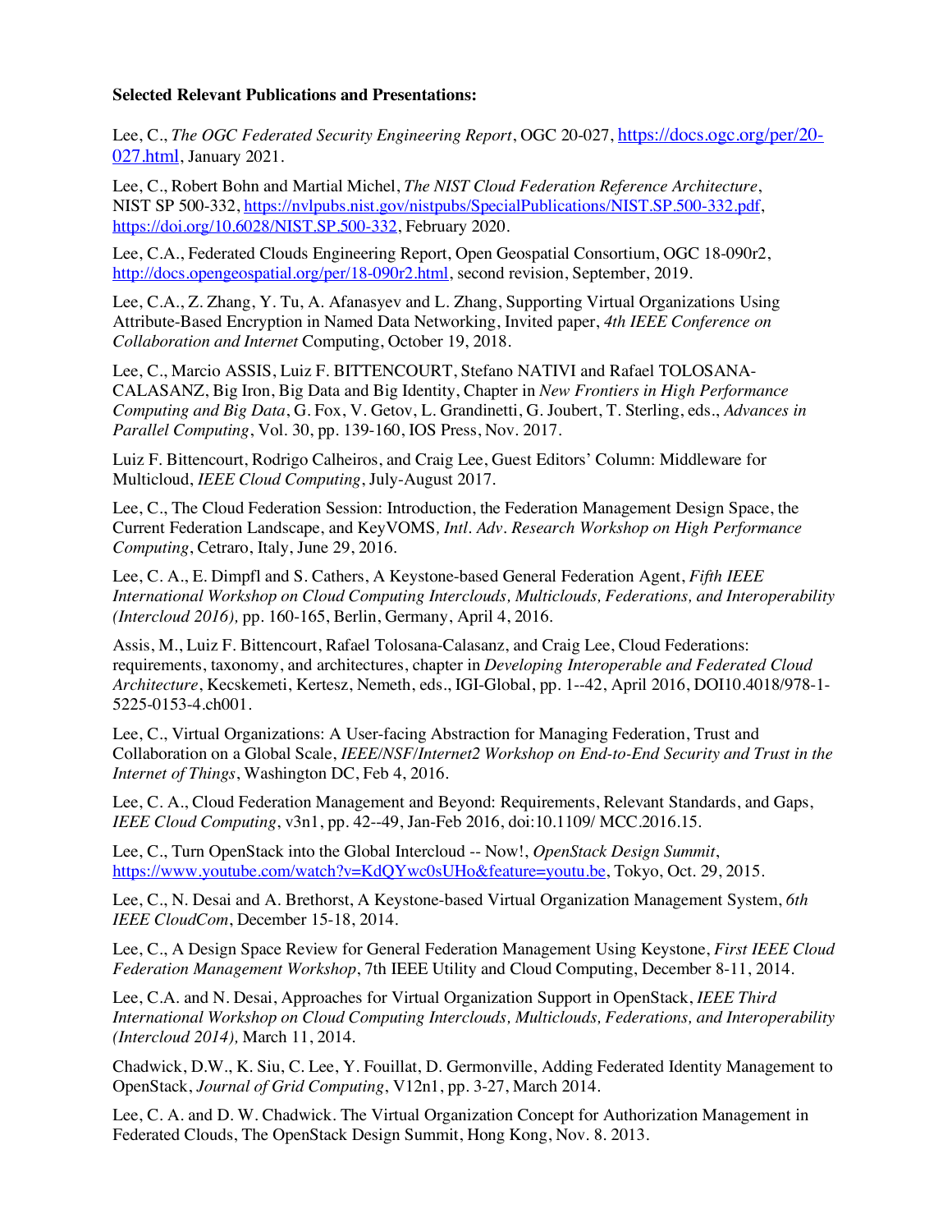**Selected Relevant Publications and Presentations:**

Lee, C., *The OGC Federated Security Engineering Report*, OGC 20-027, https://docs.ogc.org/per/20-027.html, January 2021.

Lee, C., Robert Bohn and Martial Michel, *The NIST Cloud Federation Reference Architecture*, NIST SP 500-332, https://nvlpubs.nist.gov/nistpubs/SpecialPublications/NIST.SP.500-332.pdf, https://doi.org/10.6028/NIST.SP.500-332, February 2020.

Lee, C.A., Federated Clouds Engineering Report, Open Geospatial Consortium, OGC 18-090r2, http://docs.opengeospatial.org/per/18-090r2.html, second revision, September, 2019.

Lee, C.A., Z. Zhang, Y. Tu, A. Afanasyev and L. Zhang, Supporting Virtual Organizations Using Attribute-Based Encryption in Named Data Networking, Invited paper, *4th IEEE Conference on Collaboration and Internet* Computing, October 19, 2018.

Lee, C., Marcio ASSIS, Luiz F. BITTENCOURT, Stefano NATIVI and Rafael TOLOSANA-CALASANZ, Big Iron, Big Data and Big Identity, Chapter in *New Frontiers in High Performance Computing and Big Data*, G. Fox, V. Getov, L. Grandinetti, G. Joubert, T. Sterling, eds., *Advances in Parallel Computing*, Vol. 30, pp. 139-160, IOS Press, Nov. 2017.

Luiz F. Bittencourt, Rodrigo Calheiros, and Craig Lee, Guest Editors' Column: Middleware for Multicloud, *IEEE Cloud Computing*, July-August 2017.

Lee, C., The Cloud Federation Session: Introduction, the Federation Management Design Space, the Current Federation Landscape, and KeyVOMS*, Intl. Adv. Research Workshop on High Performance Computing*, Cetraro, Italy, June 29, 2016.

Lee, C. A., E. Dimpfl and S. Cathers, A Keystone-based General Federation Agent, *Fifth IEEE International Workshop on Cloud Computing Interclouds, Multiclouds, Federations, and Interoperability (Intercloud 2016),* pp. 160-165, Berlin, Germany, April 4, 2016.

Assis, M., Luiz F. Bittencourt, Rafael Tolosana-Calasanz, and Craig Lee, Cloud Federations: requirements, taxonomy, and architectures, chapter in *Developing Interoperable and Federated Cloud Architecture*, Kecskemeti, Kertesz, Nemeth, eds., IGI-Global, pp. 1--42, April 2016, DOI10.4018/978-1-5225-0153-4.ch001.

Lee, C., Virtual Organizations: A User-facing Abstraction for Managing Federation, Trust and Collaboration on a Global Scale, *IEEE/NSF/Internet2 Workshop on End-to-End Security and Trust in the Internet of Things*, Washington DC, Feb 4, 2016.

Lee, C. A., Cloud Federation Management and Beyond: Requirements, Relevant Standards, and Gaps, *IEEE Cloud Computing*, v3n1, pp. 42--49, Jan-Feb 2016, doi:10.1109/ MCC.2016.15.

Lee, C., Turn OpenStack into the Global Intercloud -- Now!, *OpenStack Design Summit*, https://www.youtube.com/watch?v=KdQYwc0sUHo&feature=youtu.be, Tokyo, Oct. 29, 2015.

Lee, C., N. Desai and A. Brethorst, A Keystone-based Virtual Organization Management System, *6th IEEE CloudCom*, December 15-18, 2014.

Lee, C., A Design Space Review for General Federation Management Using Keystone, *First IEEE Cloud Federation Management Workshop*, 7th IEEE Utility and Cloud Computing, December 8-11, 2014.

Lee, C.A. and N. Desai, Approaches for Virtual Organization Support in OpenStack, *IEEE Third International Workshop on Cloud Computing Interclouds, Multiclouds, Federations, and Interoperability (Intercloud 2014),* March 11, 2014.

Chadwick, D.W., K. Siu, C. Lee, Y. Fouillat, D. Germonville, Adding Federated Identity Management to OpenStack, *Journal of Grid Computing*, V12n1, pp. 3-27, March 2014.

Lee, C. A. and D. W. Chadwick. The Virtual Organization Concept for Authorization Management in Federated Clouds, The OpenStack Design Summit, Hong Kong, Nov. 8. 2013.